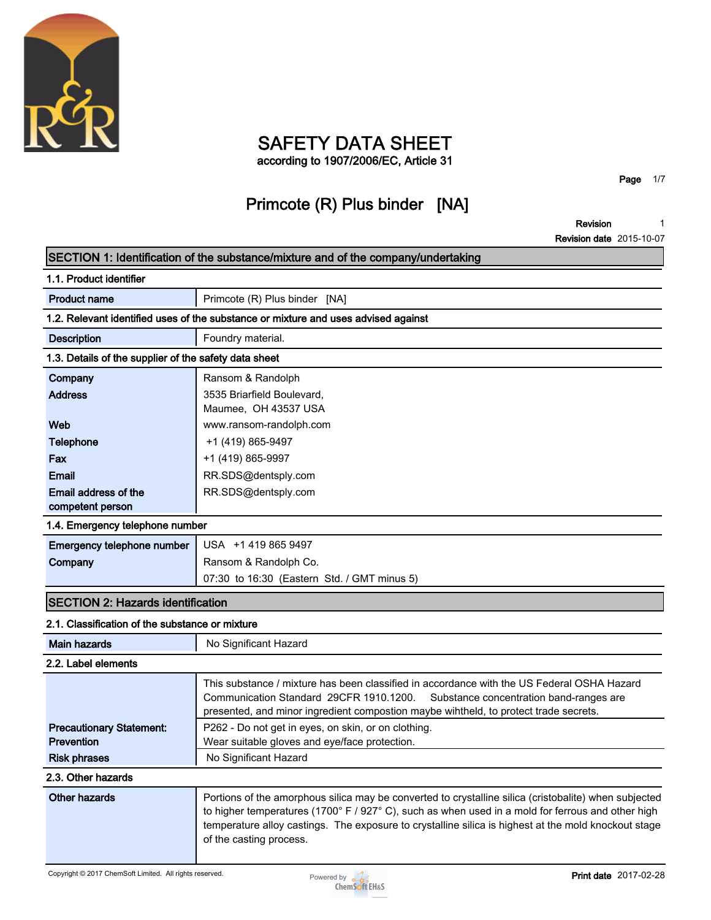# SAFETY DATA SHEET

according to 1907/2006/EC, Article 31

## Primcote (R) Plus binder [NA]

**Revision** 1
**Revision date** 2015-10-07

## SECTION 1: Identification of the substance/mixture and of the company/undertaking

### 1.1. Product identifier

| | |
|---|---|
| **Product name** | Primcote (R) Plus binder [NA] |

### 1.2. Relevant identified uses of the substance or mixture and uses advised against

| | |
|---|---|
| **Description** | Foundry material. |

### 1.3. Details of the supplier of the safety data sheet

| | |
|---|---|
| **Company** | Ransom & Randolph |
| **Address** | 3535 Briarfield Boulevard, Maumee, OH 43537 USA |
| **Web** | www.ransom-randolph.com |
| **Telephone** | +1 (419) 865-9497 |
| **Fax** | +1 (419) 865-9997 |
| **Email** | RR.SDS@dentsply.com |
| **Email address of the competent person** | RR.SDS@dentsply.com |

### 1.4. Emergency telephone number

| | |
|---|---|
| **Emergency telephone number** | USA +1 419 865 9497 |
| **Company** | Ransom & Randolph Co. |
| | 07:30 to 16:30 (Eastern Std. / GMT minus 5) |

## SECTION 2: Hazards identification

### 2.1. Classification of the substance or mixture

| | |
|---|---|
| **Main hazards** | No Significant Hazard |

### 2.2. Label elements

| | |
|---|---|
| | This substance / mixture has been classified in accordance with the US Federal OSHA Hazard Communication Standard 29CFR 1910.1200. Substance concentration band-ranges are presented, and minor ingredient compostion maybe wihtheld, to protect trade secrets. |
| **Precautionary Statement: Prevention** | P262 - Do not get in eyes, on skin, or on clothing. Wear suitable gloves and eye/face protection. |
| **Risk phrases** | No Significant Hazard |

### 2.3. Other hazards

| | |
|---|---|
| **Other hazards** | Portions of the amorphous silica may be converted to crystalline silica (cristobalite) when subjected to higher temperatures (1700° F / 927° C), such as when used in a mold for ferrous and other high temperature alloy castings. The exposure to crystalline silica is highest at the mold knockout stage of the casting process. |

Copyright © 2017 ChemSoft Limited. All rights reserved.

**Print date** 2017-02-28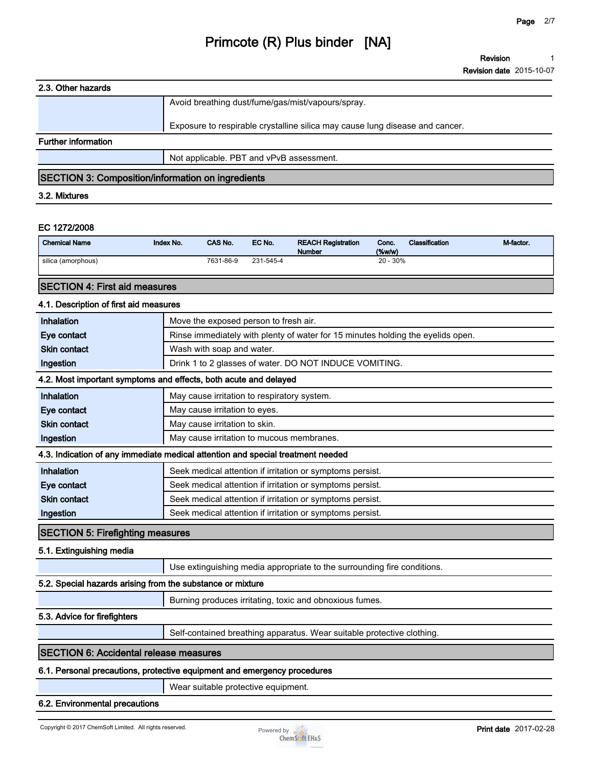### 2.3. Other hazards

| | |
|---|---|
| | Avoid breathing dust/fume/gas/mist/vapours/spray. Exposure to respirable crystalline silica may cause lung disease and cancer. |

### Further information

| | |
|---|---|
| | Not applicable. PBT and vPvB assessment. |

## SECTION 3: Composition/information on ingredients

### 3.2. Mixtures

EC 1272/2008

| Chemical Name | Index No. | CAS No. | EC No. | REACH Registration Number | Conc. (%w/w) | Classification | M-factor. |
|---|---|---|---|---|---|---|---|
| silica (amorphous) | | 7631-86-9 | 231-545-4 | | 20 - 30% | | |

## SECTION 4: First aid measures

### 4.1. Description of first aid measures

| | |
|---|---|
| **Inhalation** | Move the exposed person to fresh air. |
| **Eye contact** | Rinse immediately with plenty of water for 15 minutes holding the eyelids open. |
| **Skin contact** | Wash with soap and water. |
| **Ingestion** | Drink 1 to 2 glasses of water. DO NOT INDUCE VOMITING. |

### 4.2. Most important symptoms and effects, both acute and delayed

| | |
|---|---|
| **Inhalation** | May cause irritation to respiratory system. |
| **Eye contact** | May cause irritation to eyes. |
| **Skin contact** | May cause irritation to skin. |
| **Ingestion** | May cause irritation to mucous membranes. |

### 4.3. Indication of any immediate medical attention and special treatment needed

| | |
|---|---|
| **Inhalation** | Seek medical attention if irritation or symptoms persist. |
| **Eye contact** | Seek medical attention if irritation or symptoms persist. |
| **Skin contact** | Seek medical attention if irritation or symptoms persist. |
| **Ingestion** | Seek medical attention if irritation or symptoms persist. |

## SECTION 5: Firefighting measures

### 5.1. Extinguishing media

| | |
|---|---|
| | Use extinguishing media appropriate to the surrounding fire conditions. |

### 5.2. Special hazards arising from the substance or mixture

| | |
|---|---|
| | Burning produces irritating, toxic and obnoxious fumes. |

### 5.3. Advice for firefighters

| | |
|---|---|
| | Self-contained breathing apparatus. Wear suitable protective clothing. |

## SECTION 6: Accidental release measures

### 6.1. Personal precautions, protective equipment and emergency procedures

| | |
|---|---|
| | Wear suitable protective equipment. |

### 6.2. Environmental precautions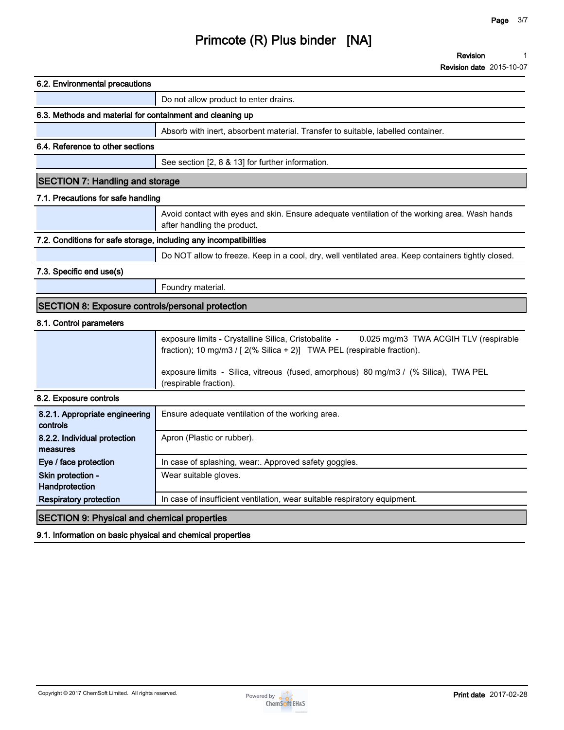### 6.2. Environmental precautions

Do not allow product to enter drains.

### 6.3. Methods and material for containment and cleaning up

Absorb with inert, absorbent material. Transfer to suitable, labelled container.

### 6.4. Reference to other sections

See section [2, 8 & 13] for further information.

## SECTION 7: Handling and storage

### 7.1. Precautions for safe handling

Avoid contact with eyes and skin. Ensure adequate ventilation of the working area. Wash hands after handling the product.

### 7.2. Conditions for safe storage, including any incompatibilities

Do NOT allow to freeze. Keep in a cool, dry, well ventilated area. Keep containers tightly closed.

### 7.3. Specific end use(s)

Foundry material.

## SECTION 8: Exposure controls/personal protection

### 8.1. Control parameters

exposure limits - Crystalline Silica, Cristobalite - 0.025 mg/m3 TWA ACGIH TLV (respirable fraction); 10 mg/m3 / [ 2(% Silica + 2)] TWA PEL (respirable fraction).

exposure limits - Silica, vitreous (fused, amorphous) 80 mg/m3 / (% Silica), TWA PEL (respirable fraction).

### 8.2. Exposure controls

| | |
|---|---|
| **8.2.1. Appropriate engineering controls** | Ensure adequate ventilation of the working area. |
| **8.2.2. Individual protection measures** | Apron (Plastic or rubber). |
| **Eye / face protection** | In case of splashing, wear:. Approved safety goggles. |
| **Skin protection - Handprotection** | Wear suitable gloves. |
| **Respiratory protection** | In case of insufficient ventilation, wear suitable respiratory equipment. |

## SECTION 9: Physical and chemical properties

### 9.1. Information on basic physical and chemical properties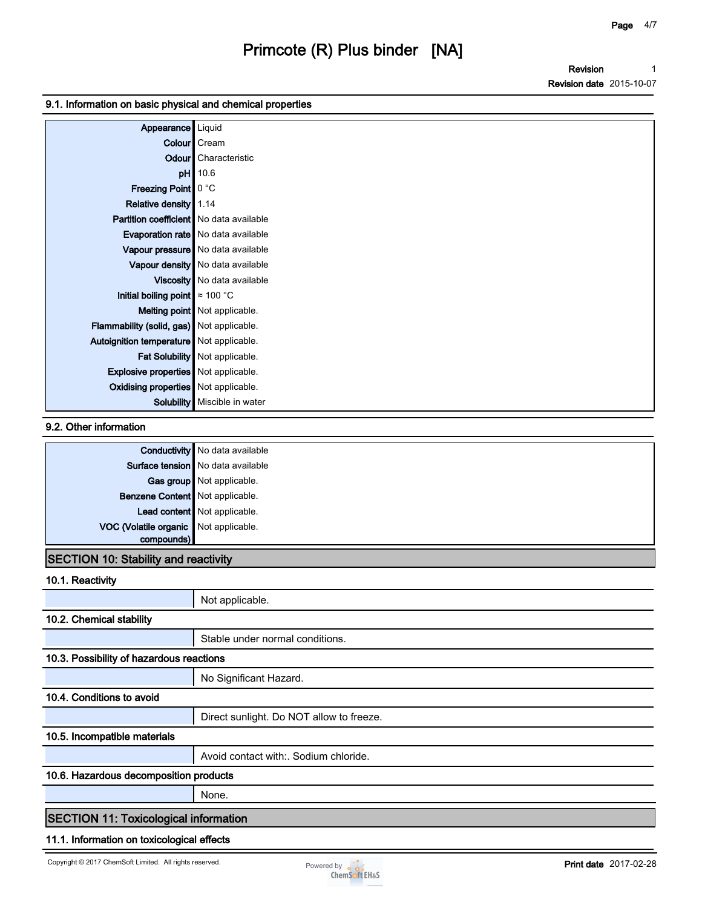### 9.1. Information on basic physical and chemical properties

| | |
|---|---|
| **Appearance** | Liquid |
| **Colour** | Cream |
| **Odour** | Characteristic |
| **pH** | 10.6 |
| **Freezing Point** | 0 °C |
| **Relative density** | 1.14 |
| **Partition coefficient** | No data available |
| **Evaporation rate** | No data available |
| **Vapour pressure** | No data available |
| **Vapour density** | No data available |
| **Viscosity** | No data available |
| **Initial boiling point** | ≈ 100 °C |
| **Melting point** | Not applicable. |
| **Flammability (solid, gas)** | Not applicable. |
| **Autoignition temperature** | Not applicable. |
| **Fat Solubility** | Not applicable. |
| **Explosive properties** | Not applicable. |
| **Oxidising properties** | Not applicable. |
| **Solubility** | Miscible in water |

### 9.2. Other information

| | |
|---|---|
| **Conductivity** | No data available |
| **Surface tension** | No data available |
| **Gas group** | Not applicable. |
| **Benzene Content** | Not applicable. |
| **Lead content** | Not applicable. |
| **VOC (Volatile organic compounds)** | Not applicable. |

## SECTION 10: Stability and reactivity

### 10.1. Reactivity

Not applicable.

### 10.2. Chemical stability

Stable under normal conditions.

### 10.3. Possibility of hazardous reactions

No Significant Hazard.

### 10.4. Conditions to avoid

Direct sunlight. Do NOT allow to freeze.

### 10.5. Incompatible materials

Avoid contact with:. Sodium chloride.

### 10.6. Hazardous decomposition products

None.

## SECTION 11: Toxicological information

### 11.1. Information on toxicological effects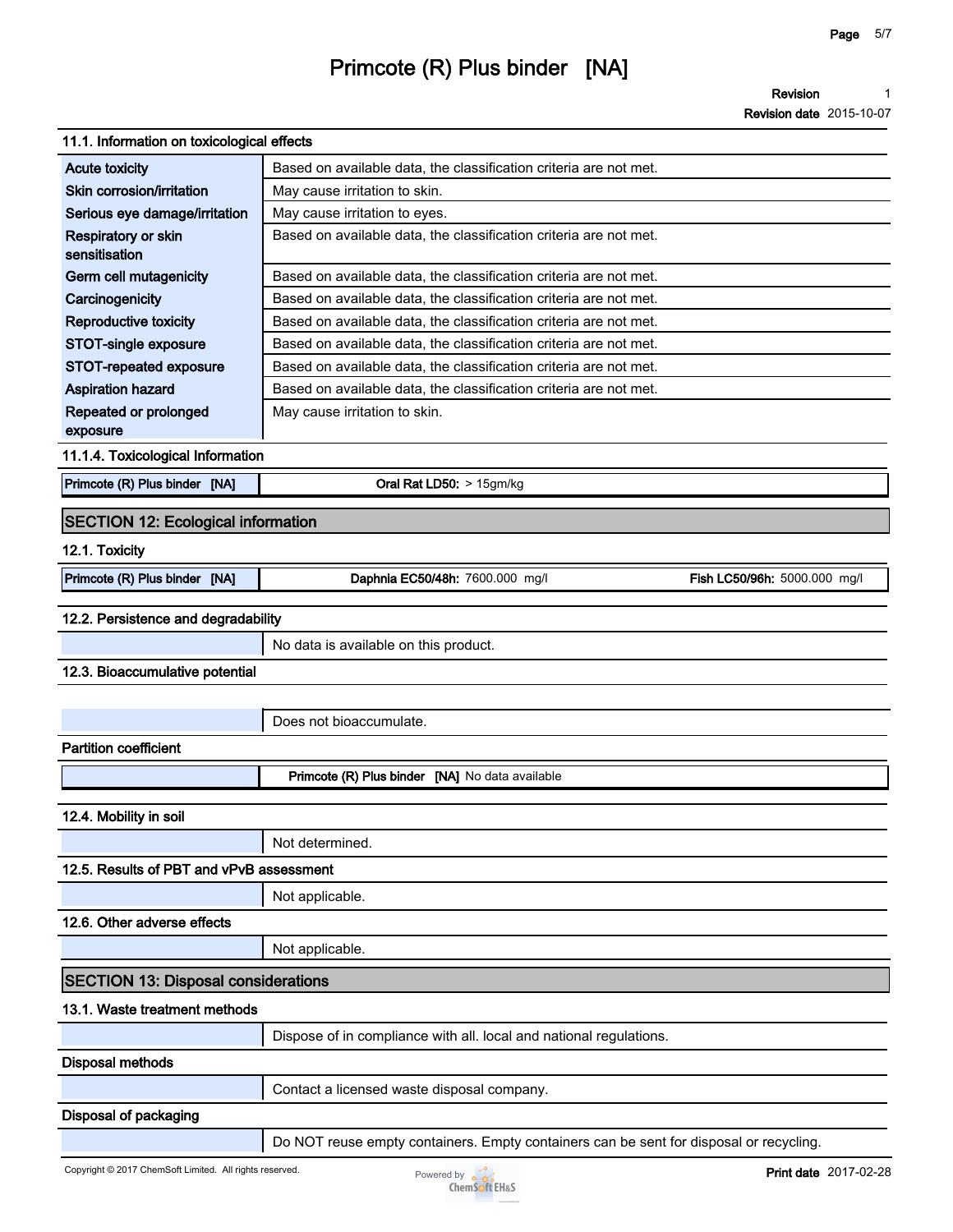### 11.1. Information on toxicological effects

| | |
|---|---|
| Acute toxicity | Based on available data, the classification criteria are not met. |
| Skin corrosion/irritation | May cause irritation to skin. |
| Serious eye damage/irritation | May cause irritation to eyes. |
| Respiratory or skin sensitisation | Based on available data, the classification criteria are not met. |
| Germ cell mutagenicity | Based on available data, the classification criteria are not met. |
| Carcinogenicity | Based on available data, the classification criteria are not met. |
| Reproductive toxicity | Based on available data, the classification criteria are not met. |
| STOT-single exposure | Based on available data, the classification criteria are not met. |
| STOT-repeated exposure | Based on available data, the classification criteria are not met. |
| Aspiration hazard | Based on available data, the classification criteria are not met. |
| Repeated or prolonged exposure | May cause irritation to skin. |

### 11.1.4. Toxicological Information

| | |
|---|---|
| Primcote (R) Plus binder [NA] | **Oral Rat LD50:** > 15gm/kg |

## SECTION 12: Ecological information

### 12.1. Toxicity

| | | |
|---|---|---|
| Primcote (R) Plus binder [NA] | **Daphnia EC50/48h:** 7600.000 mg/l | **Fish LC50/96h:** 5000.000 mg/l |

### 12.2. Persistence and degradability

No data is available on this product.

### 12.3. Bioaccumulative potential

Does not bioaccumulate.

**Partition coefficient**

**Primcote (R) Plus binder [NA]** No data available

### 12.4. Mobility in soil

Not determined.

### 12.5. Results of PBT and vPvB assessment

Not applicable.

### 12.6. Other adverse effects

Not applicable.

## SECTION 13: Disposal considerations

### 13.1. Waste treatment methods

Dispose of in compliance with all. local and national regulations.

**Disposal methods**

Contact a licensed waste disposal company.

**Disposal of packaging**

Do NOT reuse empty containers. Empty containers can be sent for disposal or recycling.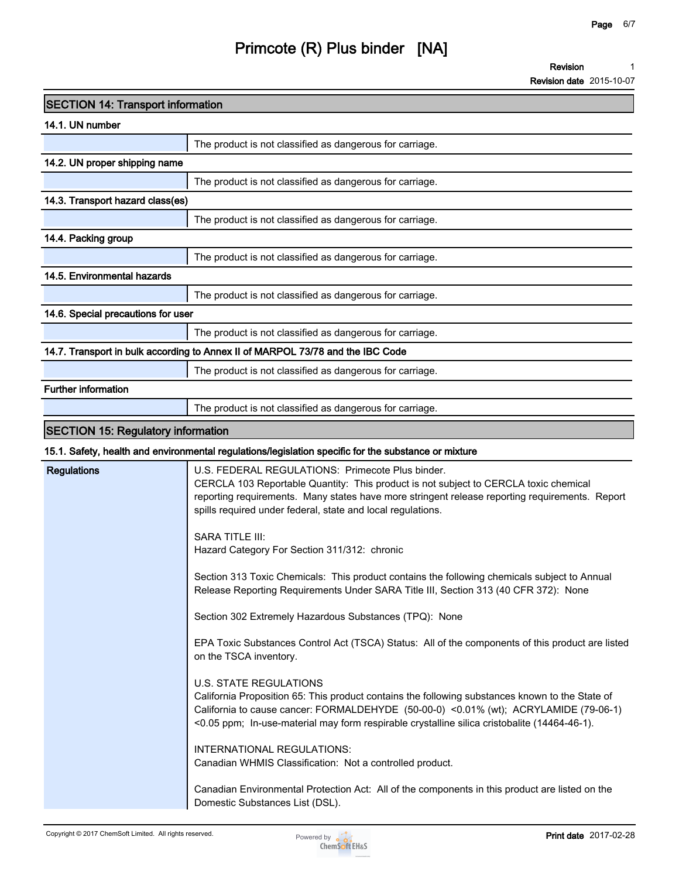## SECTION 14: Transport information

### 14.1. UN number

| | |
|---|---|
| | The product is not classified as dangerous for carriage. |

### 14.2. UN proper shipping name

| | |
|---|---|
| | The product is not classified as dangerous for carriage. |

### 14.3. Transport hazard class(es)

| | |
|---|---|
| | The product is not classified as dangerous for carriage. |

### 14.4. Packing group

| | |
|---|---|
| | The product is not classified as dangerous for carriage. |

### 14.5. Environmental hazards

| | |
|---|---|
| | The product is not classified as dangerous for carriage. |

### 14.6. Special precautions for user

| | |
|---|---|
| | The product is not classified as dangerous for carriage. |

### 14.7. Transport in bulk according to Annex II of MARPOL 73/78 and the IBC Code

| | |
|---|---|
| | The product is not classified as dangerous for carriage. |

### Further information

| | |
|---|---|
| | The product is not classified as dangerous for carriage. |

## SECTION 15: Regulatory information

### 15.1. Safety, health and environmental regulations/legislation specific for the substance or mixture

**Regulations**

U.S. FEDERAL REGULATIONS: Primecote Plus binder.
CERCLA 103 Reportable Quantity: This product is not subject to CERCLA toxic chemical reporting requirements. Many states have more stringent release reporting requirements. Report spills required under federal, state and local regulations.

SARA TITLE III:
Hazard Category For Section 311/312: chronic

Section 313 Toxic Chemicals: This product contains the following chemicals subject to Annual Release Reporting Requirements Under SARA Title III, Section 313 (40 CFR 372): None

Section 302 Extremely Hazardous Substances (TPQ): None

EPA Toxic Substances Control Act (TSCA) Status: All of the components of this product are listed on the TSCA inventory.

U.S. STATE REGULATIONS
California Proposition 65: This product contains the following substances known to the State of California to cause cancer: FORMALDEHYDE (50-00-0) <0.01% (wt); ACRYLAMIDE (79-06-1) <0.05 ppm; In-use-material may form respirable crystalline silica cristobalite (14464-46-1).

INTERNATIONAL REGULATIONS:
Canadian WHMIS Classification: Not a controlled product.

Canadian Environmental Protection Act: All of the components in this product are listed on the Domestic Substances List (DSL).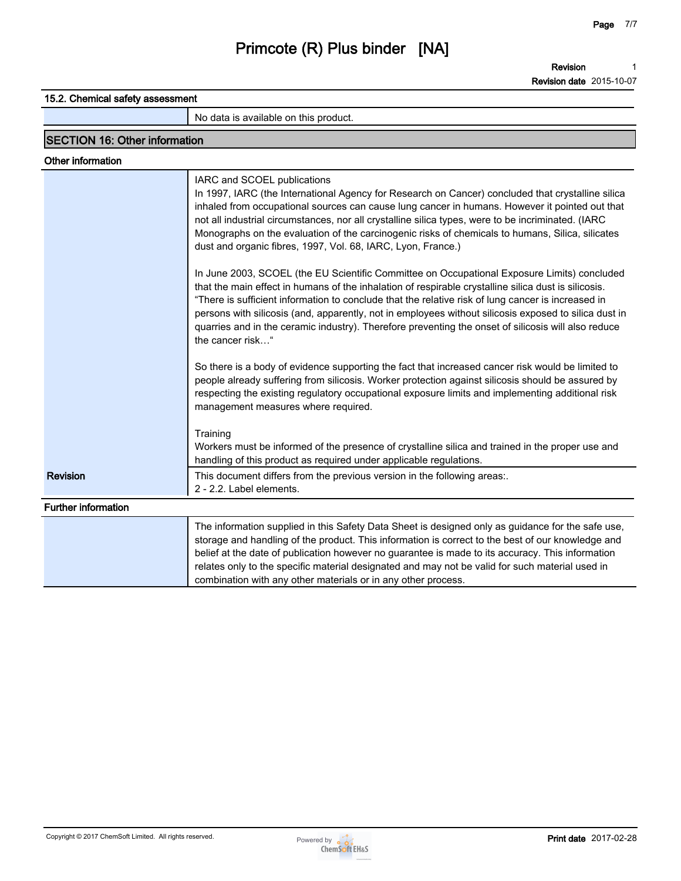### 15.2. Chemical safety assessment

| | |
|---|---|
| | No data is available on this product. |

## SECTION 16: Other information

### Other information

| | |
|---|---|
| | IARC and SCOEL publications<br>In 1997, IARC (the International Agency for Research on Cancer) concluded that crystalline silica inhaled from occupational sources can cause lung cancer in humans. However it pointed out that not all industrial circumstances, nor all crystalline silica types, were to be incriminated. (IARC Monographs on the evaluation of the carcinogenic risks of chemicals to humans, Silica, silicates dust and organic fibres, 1997, Vol. 68, IARC, Lyon, France.)<br><br>In June 2003, SCOEL (the EU Scientific Committee on Occupational Exposure Limits) concluded that the main effect in humans of the inhalation of respirable crystalline silica dust is silicosis. “There is sufficient information to conclude that the relative risk of lung cancer is increased in persons with silicosis (and, apparently, not in employees without silicosis exposed to silica dust in quarries and in the ceramic industry). Therefore preventing the onset of silicosis will also reduce the cancer risk…“<br><br>So there is a body of evidence supporting the fact that increased cancer risk would be limited to people already suffering from silicosis. Worker protection against silicosis should be assured by respecting the existing regulatory occupational exposure limits and implementing additional risk management measures where required.<br><br>Training<br>Workers must be informed of the presence of crystalline silica and trained in the proper use and handling of this product as required under applicable regulations. |
| **Revision** | This document differs from the previous version in the following areas:.<br>2 - 2.2. Label elements. |

### Further information

| | |
|---|---|
| | The information supplied in this Safety Data Sheet is designed only as guidance for the safe use, storage and handling of the product. This information is correct to the best of our knowledge and belief at the date of publication however no guarantee is made to its accuracy. This information relates only to the specific material designated and may not be valid for such material used in combination with any other materials or in any other process. |